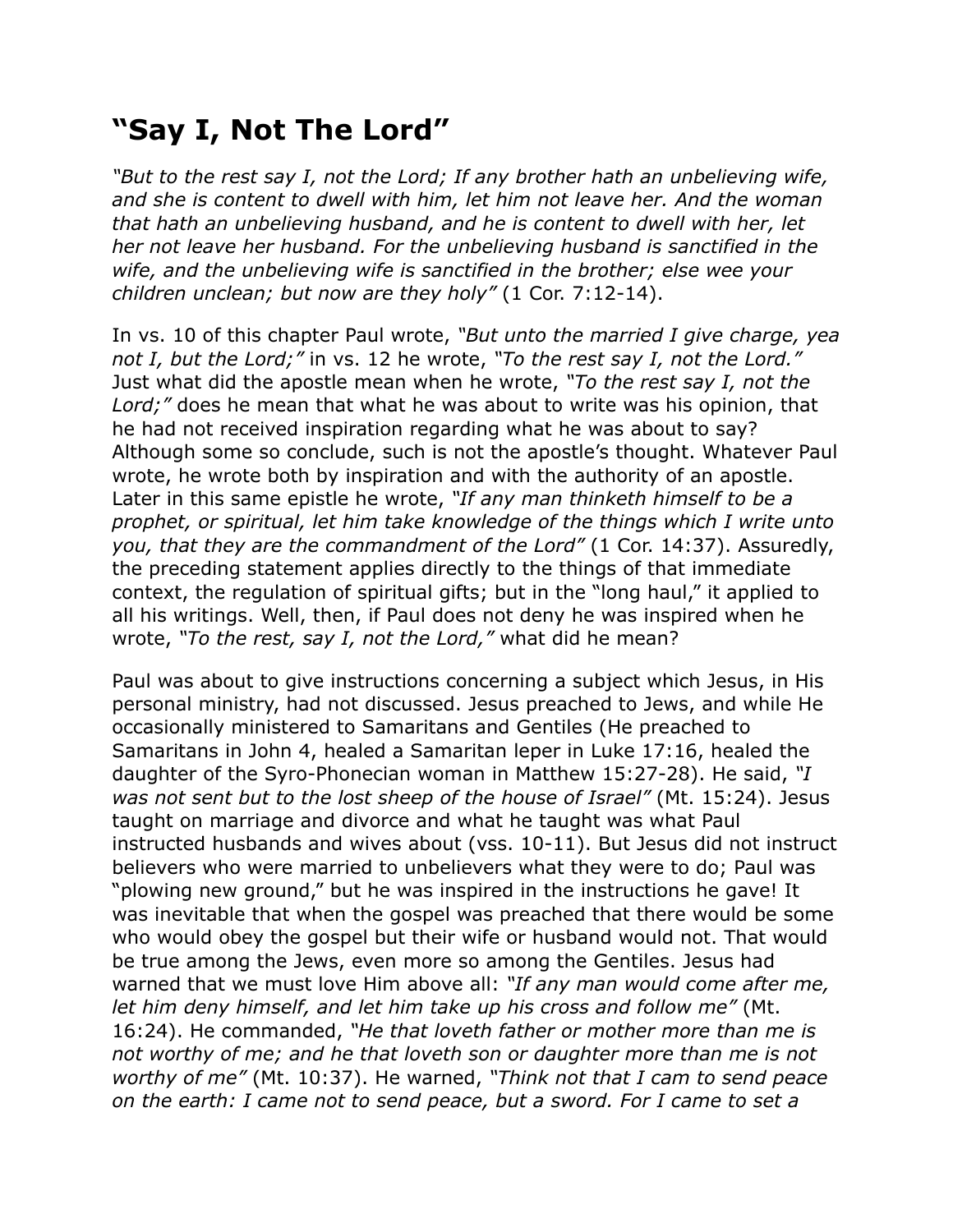## “Say I, Not The Lord”

*“But to the rest say I, not the Lord; If any brother hath an unbelieving wife, and she is content to dwell with him, let him not leave her. And the woman that hath an unbelieving husband, and he is content to dwell with her, let her not leave her husband. For the unbelieving husband is sanctified in the wife, and the unbelieving wife is sanctified in the brother; else wee your children unclean; but now are they holy”* (1 Cor. 7:12-14).

In vs. 10 of this chapter Paul wrote, *“But unto the married I give charge, yea not I, but the Lord;”* in vs. 12 he wrote, *“To the rest say I, not the Lord.”* Just what did the apostle mean when he wrote, *“To the rest say I, not the Lord;”* does he mean that what he was about to write was his opinion, that he had not received inspiration regarding what he was about to say? Although some so conclude, such is not the apostle’s thought. Whatever Paul wrote, he wrote both by inspiration and with the authority of an apostle. Later in this same epistle he wrote, *“If any man thinketh himself to be a prophet, or spiritual, let him take knowledge of the things which I write unto you, that they are the commandment of the Lord”* (1 Cor. 14:37). Assuredly, the preceding statement applies directly to the things of that immediate context, the regulation of spiritual gifts; but in the “long haul,” it applied to all his writings. Well, then, if Paul does not deny he was inspired when he wrote, *“To the rest, say I, not the Lord,”* what did he mean?

Paul was about to give instructions concerning a subject which Jesus, in His personal ministry, had not discussed. Jesus preached to Jews, and while He occasionally ministered to Samaritans and Gentiles (He preached to Samaritans in John 4, healed a Samaritan leper in Luke 17:16, healed the daughter of the Syro-Phonecian woman in Matthew 15:27-28). He said, *“I was not sent but to the lost sheep of the house of Israel”* (Mt. 15:24). Jesus taught on marriage and divorce and what he taught was what Paul instructed husbands and wives about (vss. 10-11). But Jesus did not instruct believers who were married to unbelievers what they were to do; Paul was “plowing new ground,” but he was inspired in the instructions he gave! It was inevitable that when the gospel was preached that there would be some who would obey the gospel but their wife or husband would not. That would be true among the Jews, even more so among the Gentiles. Jesus had warned that we must love Him above all: *“If any man would come after me, let him deny himself, and let him take up his cross and follow me”* (Mt. 16:24). He commanded, *“He that loveth father or mother more than me is not worthy of me; and he that loveth son or daughter more than me is not worthy of me”* (Mt. 10:37). He warned, *“Think not that I cam to send peace on the earth: I came not to send peace, but a sword. For I came to set a*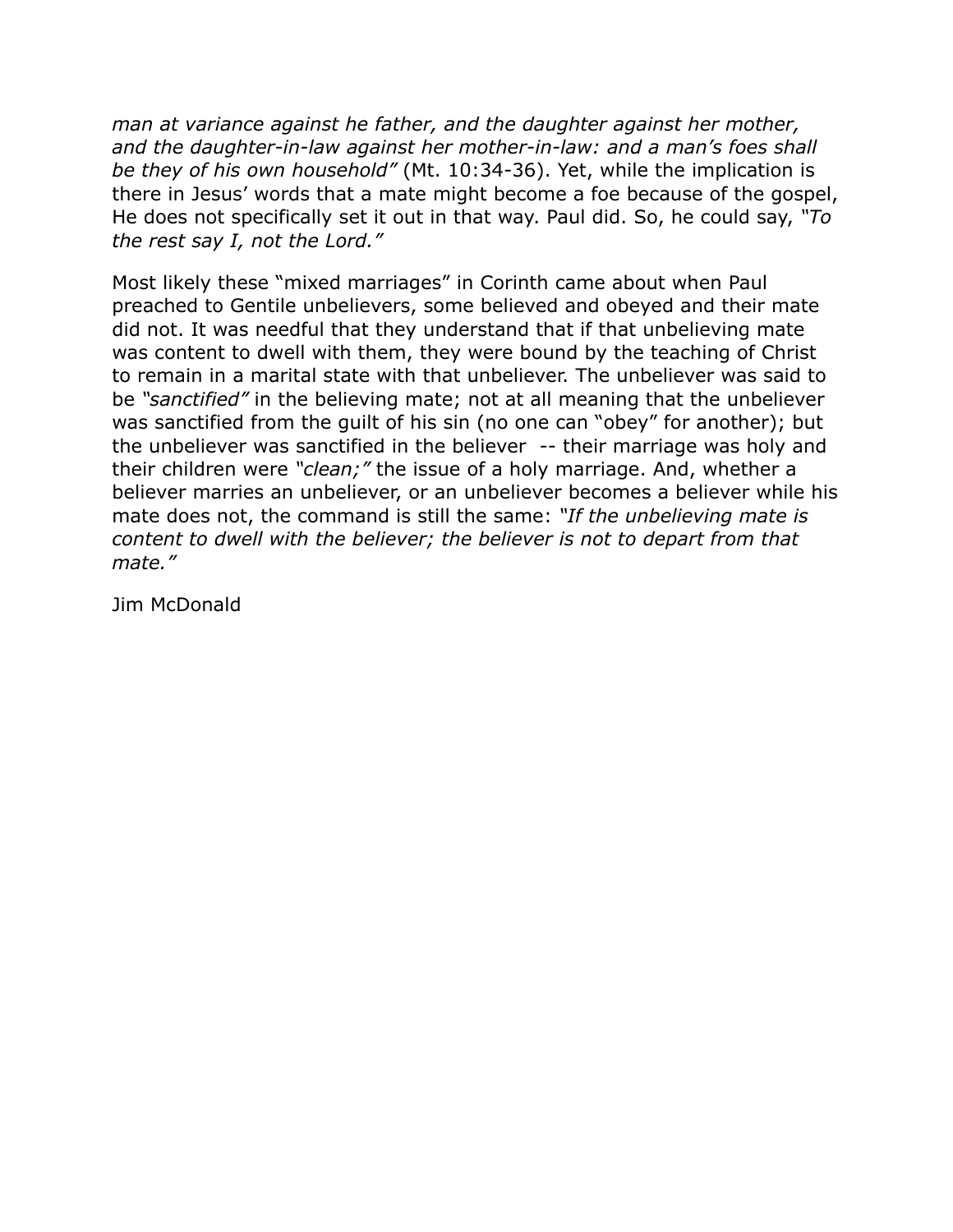*man at variance against he father, and the daughter against her mother, and the daughter-in-law against her mother-in-law: and a man's foes shall be they of his own household"* (Mt. 10:34-36). Yet, while the implication is there in Jesus' words that a mate might become a foe because of the gospel, He does not specifically set it out in that way. Paul did. So, he could say, *"To the rest say I, not the Lord."*

Most likely these "mixed marriages" in Corinth came about when Paul preached to Gentile unbelievers, some believed and obeyed and their mate did not. It was needful that they understand that if that unbelieving mate was content to dwell with them, they were bound by the teaching of Christ to remain in a marital state with that unbeliever. The unbeliever was said to be *"sanctified"* in the believing mate; not at all meaning that the unbeliever was sanctified from the guilt of his sin (no one can "obey" for another); but the unbeliever was sanctified in the believer -- their marriage was holy and their children were *"clean;"* the issue of a holy marriage. And, whether a believer marries an unbeliever, or an unbeliever becomes a believer while his mate does not, the command is still the same: *"If the unbelieving mate is content to dwell with the believer; the believer is not to depart from that mate."*

Jim McDonald